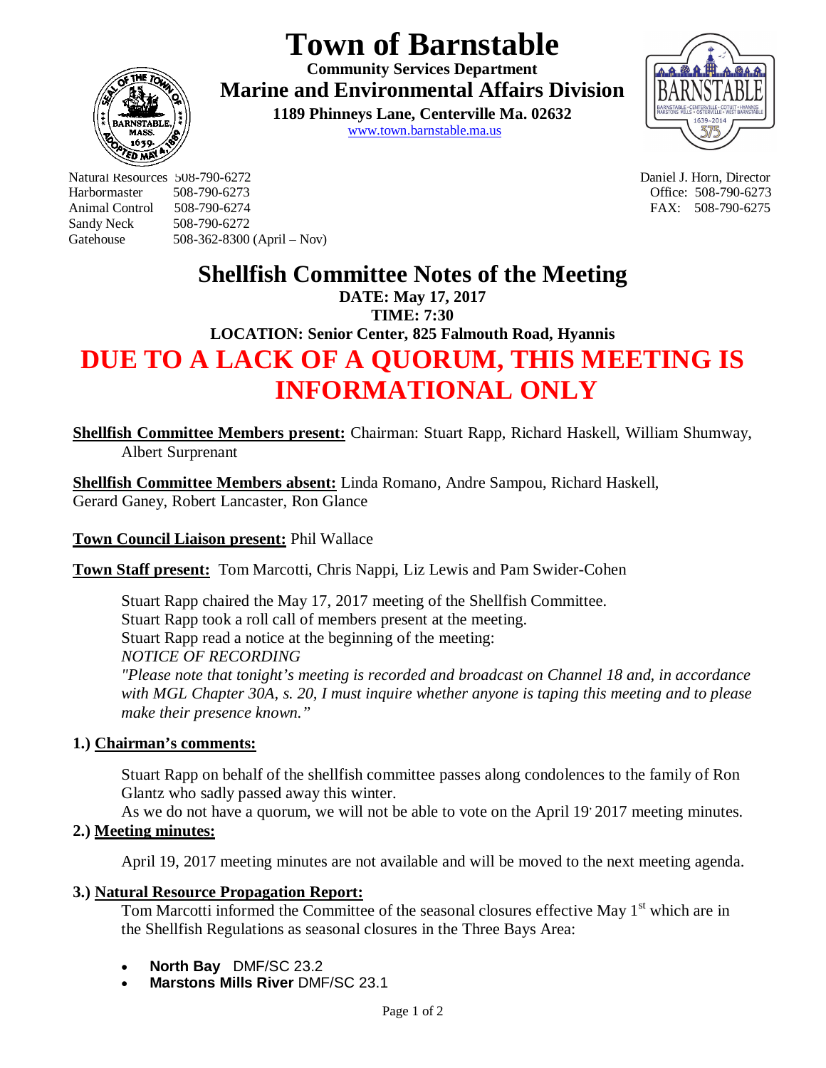# Town of Barnstable

**Community Services Department**

## Marine and Environmental Affairs Division

**1189 Phinneys Lane, Centerville Ma. 02632**

www.town.barnstable.ma.us

Natural Resources 508-790-6272
Harbormaster 508-790-6273
Animal Control 508-790-6274
Sandy Neck 508-790-6272
Gatehouse 508-362-8300 (April – Nov)

Daniel J. Horn, Director
Office: 508-790-6273
FAX: 508-790-6275

# Shellfish Committee Notes of the Meeting

**DATE: May 17, 2017**
**TIME: 7:30**
**LOCATION: Senior Center, 825 Falmouth Road, Hyannis**

# DUE TO A LACK OF A QUORUM, THIS MEETING IS INFORMATIONAL ONLY

**Shellfish Committee Members present:** Chairman: Stuart Rapp, Richard Haskell, William Shumway, Albert Surprenant

**Shellfish Committee Members absent:** Linda Romano, Andre Sampou, Richard Haskell, Gerard Ganey, Robert Lancaster, Ron Glance

**Town Council Liaison present:** Phil Wallace

**Town Staff present:** Tom Marcotti, Chris Nappi, Liz Lewis and Pam Swider-Cohen

Stuart Rapp chaired the May 17, 2017 meeting of the Shellfish Committee.
Stuart Rapp took a roll call of members present at the meeting.
Stuart Rapp read a notice at the beginning of the meeting:
*NOTICE OF RECORDING*
*"Please note that tonight's meeting is recorded and broadcast on Channel 18 and, in accordance with MGL Chapter 30A, s. 20, I must inquire whether anyone is taping this meeting and to please make their presence known."*

**1.) Chairman's comments:**

Stuart Rapp on behalf of the shellfish committee passes along condolences to the family of Ron Glantz who sadly passed away this winter.
As we do not have a quorum, we will not be able to vote on the April 19' 2017 meeting minutes.

**2.) Meeting minutes:**

April 19, 2017 meeting minutes are not available and will be moved to the next meeting agenda.

**3.) Natural Resource Propagation Report:**

Tom Marcotti informed the Committee of the seasonal closures effective May 1st which are in the Shellfish Regulations as seasonal closures in the Three Bays Area:

- **North Bay** DMF/SC 23.2
- **Marstons Mills River** DMF/SC 23.1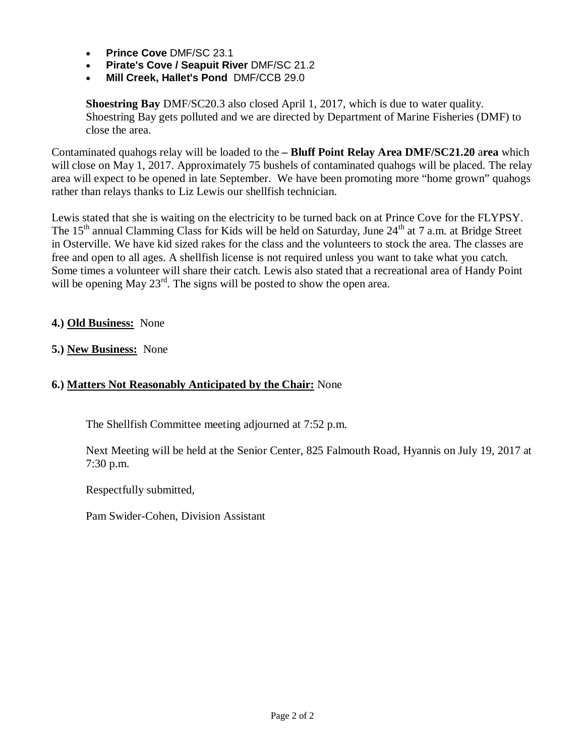- **Prince Cove** DMF/SC 23.1
- **Pirate's Cove / Seapuit River** DMF/SC 21.2
- **Mill Creek, Hallet's Pond** DMF/CCB 29.0

**Shoestring Bay** DMF/SC20.3 also closed April 1, 2017, which is due to water quality. Shoestring Bay gets polluted and we are directed by Department of Marine Fisheries (DMF) to close the area.

Contaminated quahogs relay will be loaded to the **– Bluff Point Relay Area DMF/SC21.20** a**rea** which will close on May 1, 2017. Approximately 75 bushels of contaminated quahogs will be placed. The relay area will expect to be opened in late September. We have been promoting more "home grown" quahogs rather than relays thanks to Liz Lewis our shellfish technician.

Lewis stated that she is waiting on the electricity to be turned back on at Prince Cove for the FLYPSY. The 15th annual Clamming Class for Kids will be held on Saturday, June 24th at 7 a.m. at Bridge Street in Osterville. We have kid sized rakes for the class and the volunteers to stock the area. The classes are free and open to all ages. A shellfish license is not required unless you want to take what you catch. Some times a volunteer will share their catch. Lewis also stated that a recreational area of Handy Point will be opening May 23rd. The signs will be posted to show the open area.

**4.) <u>Old Business:</u>** None

**5.) <u>New Business:</u>** None

**6.) <u>Matters Not Reasonably Anticipated by the Chair:</u>** None

The Shellfish Committee meeting adjourned at 7:52 p.m.

Next Meeting will be held at the Senior Center, 825 Falmouth Road, Hyannis on July 19, 2017 at 7:30 p.m.

Respectfully submitted,

Pam Swider-Cohen, Division Assistant